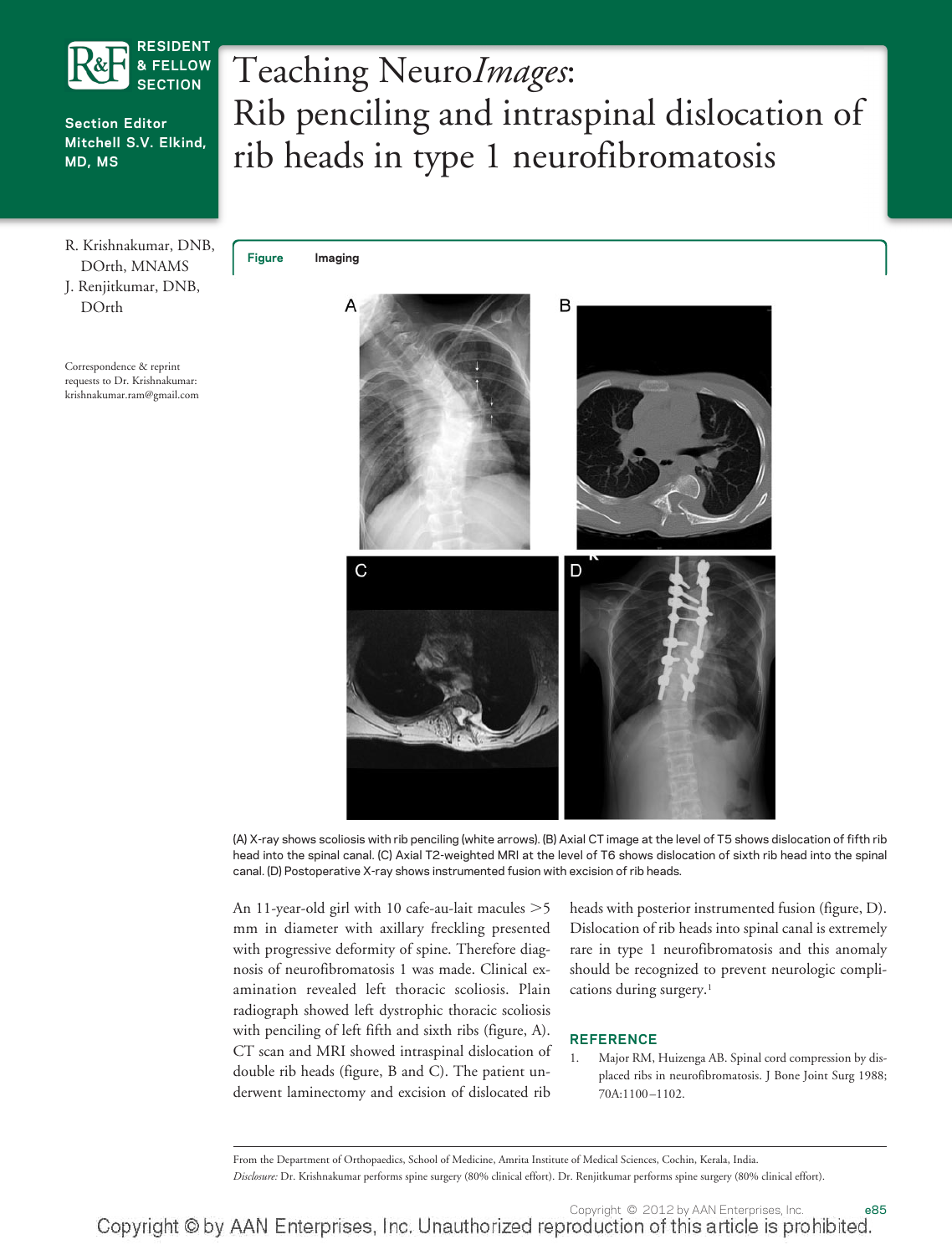RESIDENT & FELLOW SECTION

Section Editor Mitchell S.V. Elkind, MD, MS

# Teaching Neuro*Images*: Rib penciling and intraspinal dislocation of rib heads in type 1 neurofibromatosis

R. Krishnakumar, DNB, DOrth, MNAMS
J. Renjitkumar, DNB, DOrth

Correspondence & reprint requests to Dr. Krishnakumar: krishnakumar.ram@gmail.com

**Figure** Imaging

(A) X-ray shows scoliosis with rib penciling (white arrows). (B) Axial CT image at the level of T5 shows dislocation of fifth rib head into the spinal canal. (C) Axial T2-weighted MRI at the level of T6 shows dislocation of sixth rib head into the spinal canal. (D) Postoperative X-ray shows instrumented fusion with excision of rib heads.

An 11-year-old girl with 10 cafe-au-lait macules >5 mm in diameter with axillary freckling presented with progressive deformity of spine. Therefore diagnosis of neurofibromatosis 1 was made. Clinical examination revealed left thoracic scoliosis. Plain radiograph showed left dystrophic thoracic scoliosis with penciling of left fifth and sixth ribs (figure, A). CT scan and MRI showed intraspinal dislocation of double rib heads (figure, B and C). The patient underwent laminectomy and excision of dislocated rib heads with posterior instrumented fusion (figure, D). Dislocation of rib heads into spinal canal is extremely rare in type 1 neurofibromatosis and this anomaly should be recognized to prevent neurologic complications during surgery.[1]

## REFERENCE

1. Major RM, Huizenga AB. Spinal cord compression by displaced ribs in neurofibromatosis. J Bone Joint Surg 1988;70A:1100–1102.

From the Department of Orthopaedics, School of Medicine, Amrita Institute of Medical Sciences, Cochin, Kerala, India.

*Disclosure:* Dr. Krishnakumar performs spine surgery (80% clinical effort). Dr. Renjitkumar performs spine surgery (80% clinical effort).

Copyright © 2012 by AAN Enterprises, Inc.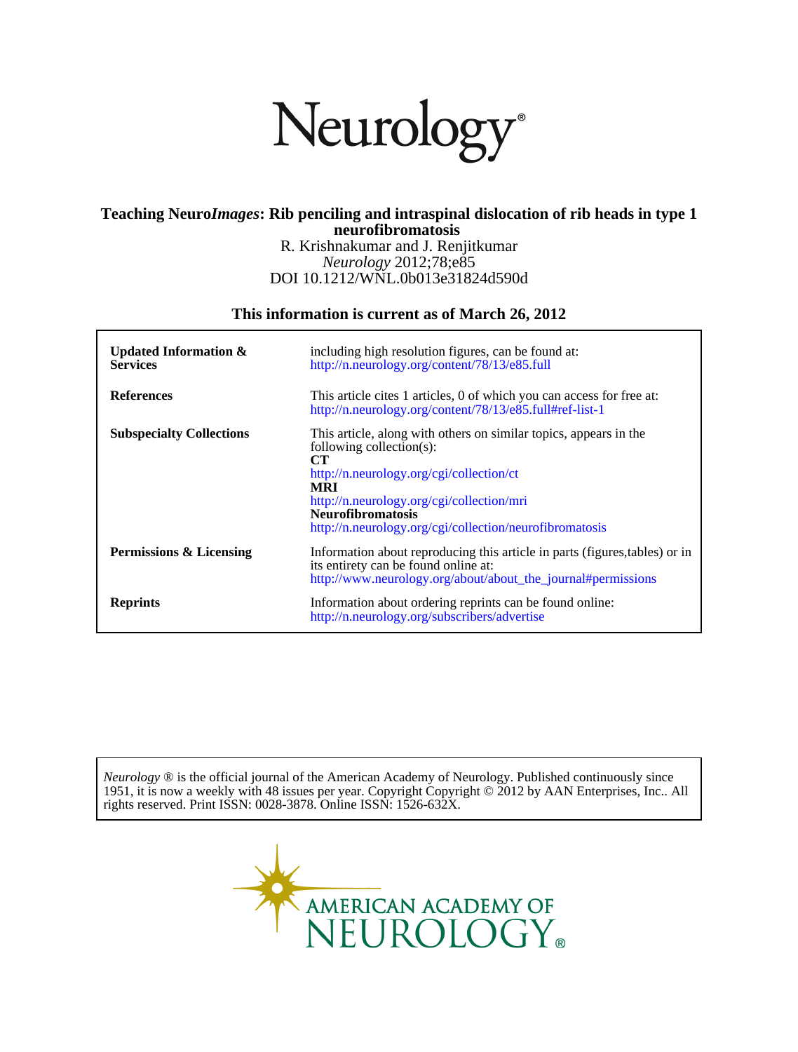# Neurology®

**Teaching Neuro*Images*: Rib penciling and intraspinal dislocation of rib heads in type 1 neurofibromatosis**

R. Krishnakumar and J. Renjitkumar

*Neurology* 2012;78;e85

DOI 10.1212/WNL.0b013e31824d590d

**This information is current as of March 26, 2012**

| | |
|---|---|
| **Updated Information & Services** | including high resolution figures, can be found at: http://n.neurology.org/content/78/13/e85.full |
| **References** | This article cites 1 articles, 0 of which you can access for free at: http://n.neurology.org/content/78/13/e85.full#ref-list-1 |
| **Subspecialty Collections** | This article, along with others on similar topics, appears in the following collection(s): **CT** http://n.neurology.org/cgi/collection/ct **MRI** http://n.neurology.org/cgi/collection/mri **Neurofibromatosis** http://n.neurology.org/cgi/collection/neurofibromatosis |
| **Permissions & Licensing** | Information about reproducing this article in parts (figures,tables) or in its entirety can be found online at: http://www.neurology.org/about/about_the_journal#permissions |
| **Reprints** | Information about ordering reprints can be found online: http://n.neurology.org/subscribers/advertise |

*Neurology* ® is the official journal of the American Academy of Neurology. Published continuously since 1951, it is now a weekly with 48 issues per year. Copyright Copyright © 2012 by AAN Enterprises, Inc.. All rights reserved. Print ISSN: 0028-3878. Online ISSN: 1526-632X.

AMERICAN ACADEMY OF NEUROLOGY®